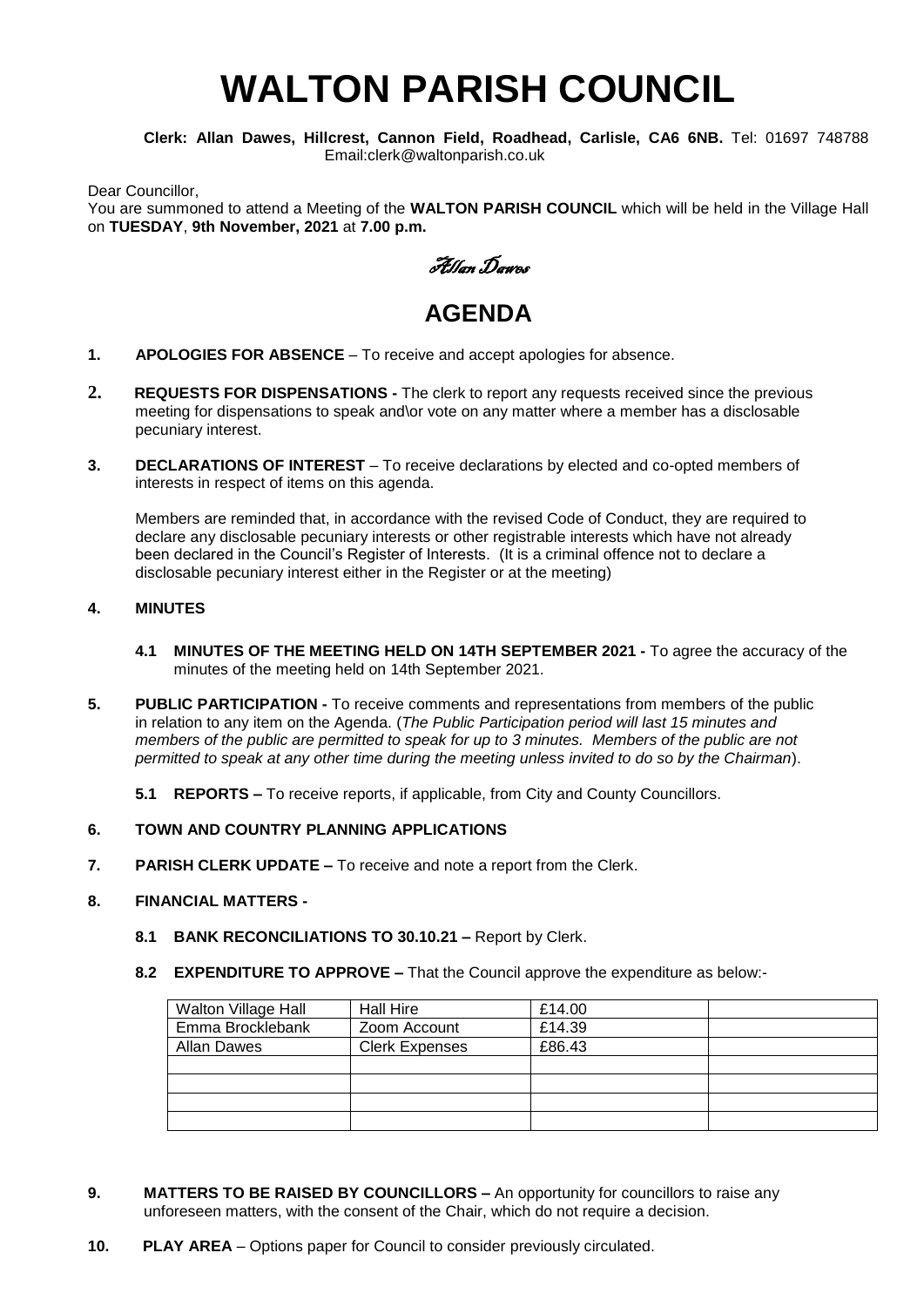# WALTON PARISH COUNCIL

**Clerk: Allan Dawes, Hillcrest, Cannon Field, Roadhead, Carlisle, CA6 6NB.** Tel: 01697 748788 Email:clerk@waltonparish.co.uk

Dear Councillor,

You are summoned to attend a Meeting of the **WALTON PARISH COUNCIL** which will be held in the Village Hall on **TUESDAY**, **9th November, 2021** at **7.00 p.m.**

*Allan Dawes*

## AGENDA

**1. APOLOGIES FOR ABSENCE** – To receive and accept apologies for absence.

**2. REQUESTS FOR DISPENSATIONS -** The clerk to report any requests received since the previous meeting for dispensations to speak and\or vote on any matter where a member has a disclosable pecuniary interest.

**3. DECLARATIONS OF INTEREST** – To receive declarations by elected and co-opted members of interests in respect of items on this agenda.

Members are reminded that, in accordance with the revised Code of Conduct, they are required to declare any disclosable pecuniary interests or other registrable interests which have not already been declared in the Council's Register of Interests. (It is a criminal offence not to declare a disclosable pecuniary interest either in the Register or at the meeting)

**4. MINUTES**

**4.1 MINUTES OF THE MEETING HELD ON 14TH SEPTEMBER 2021 -** To agree the accuracy of the minutes of the meeting held on 14th September 2021.

**5. PUBLIC PARTICIPATION -** To receive comments and representations from members of the public in relation to any item on the Agenda. (*The Public Participation period will last 15 minutes and members of the public are permitted to speak for up to 3 minutes. Members of the public are not permitted to speak at any other time during the meeting unless invited to do so by the Chairman*).

**5.1 REPORTS –** To receive reports, if applicable, from City and County Councillors.

**6. TOWN AND COUNTRY PLANNING APPLICATIONS**

**7. PARISH CLERK UPDATE –** To receive and note a report from the Clerk.

**8. FINANCIAL MATTERS -**

**8.1 BANK RECONCILIATIONS TO 30.10.21 –** Report by Clerk.

**8.2 EXPENDITURE TO APPROVE –** That the Council approve the expenditure as below:-

| Walton Village Hall | Hall Hire | £14.00 | |
|---|---|---|---|
| Emma Brocklebank | Zoom Account | £14.39 | |
| Allan Dawes | Clerk Expenses | £86.43 | |
| | | | |
| | | | |
| | | | |
| | | | |

**9. MATTERS TO BE RAISED BY COUNCILLORS –** An opportunity for councillors to raise any unforeseen matters, with the consent of the Chair, which do not require a decision.

**10. PLAY AREA** – Options paper for Council to consider previously circulated.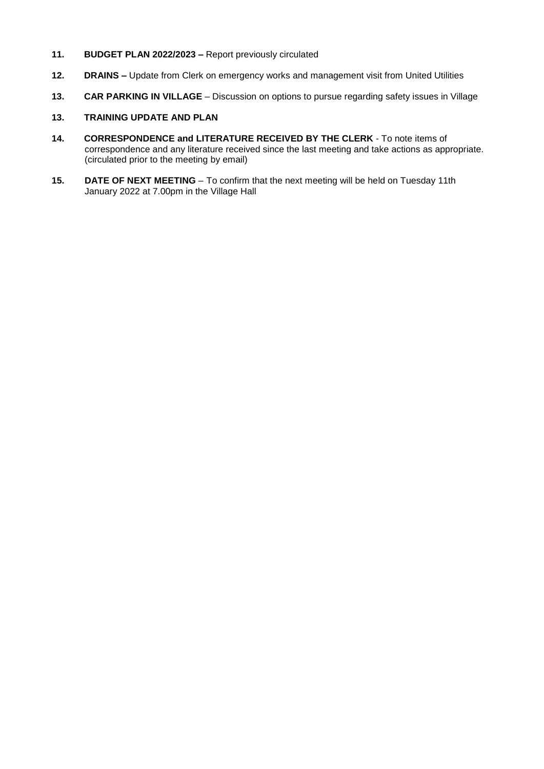**11. BUDGET PLAN 2022/2023 –** Report previously circulated

**12. DRAINS –** Update from Clerk on emergency works and management visit from United Utilities

**13. CAR PARKING IN VILLAGE** – Discussion on options to pursue regarding safety issues in Village

**13. TRAINING UPDATE AND PLAN**

**14. CORRESPONDENCE and LITERATURE RECEIVED BY THE CLERK** - To note items of correspondence and any literature received since the last meeting and take actions as appropriate. (circulated prior to the meeting by email)

**15. DATE OF NEXT MEETING** – To confirm that the next meeting will be held on Tuesday 11th January 2022 at 7.00pm in the Village Hall